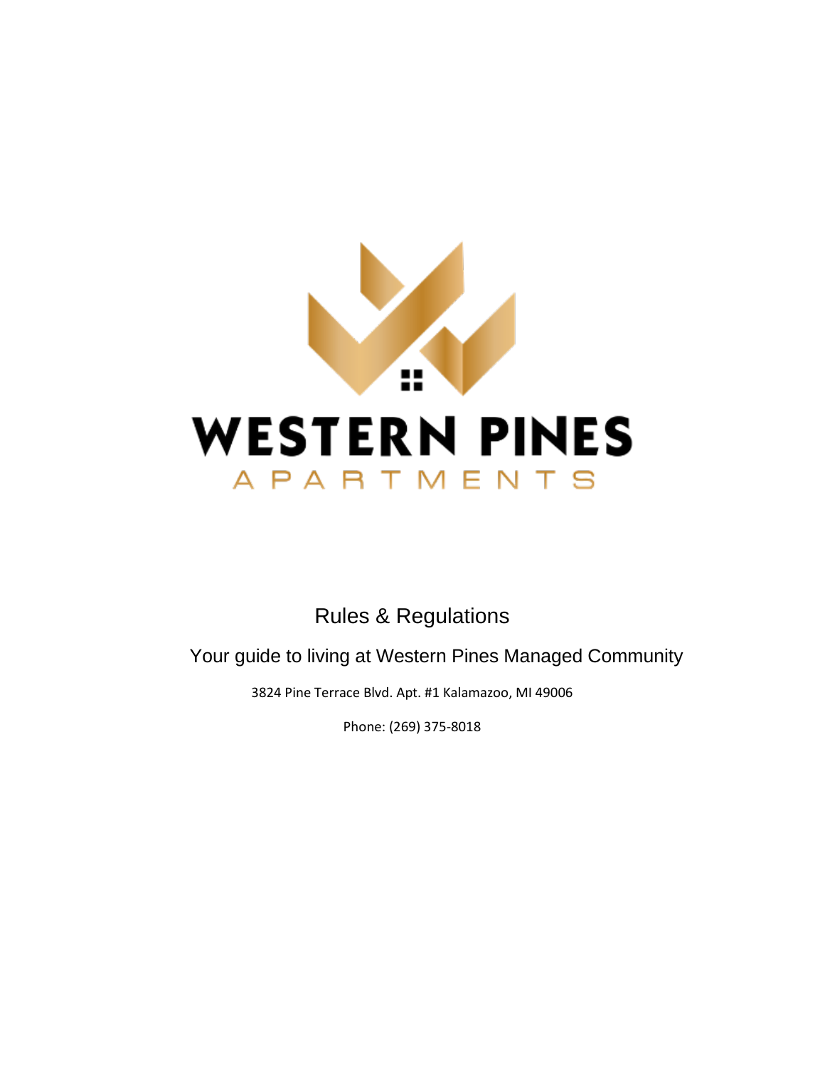# WESTERN PINES

## APARTMENTS

## Rules & Regulations

Your guide to living at Western Pines Managed Community

3824 Pine Terrace Blvd. Apt. #1 Kalamazoo, MI 49006

Phone: (269) 375-8018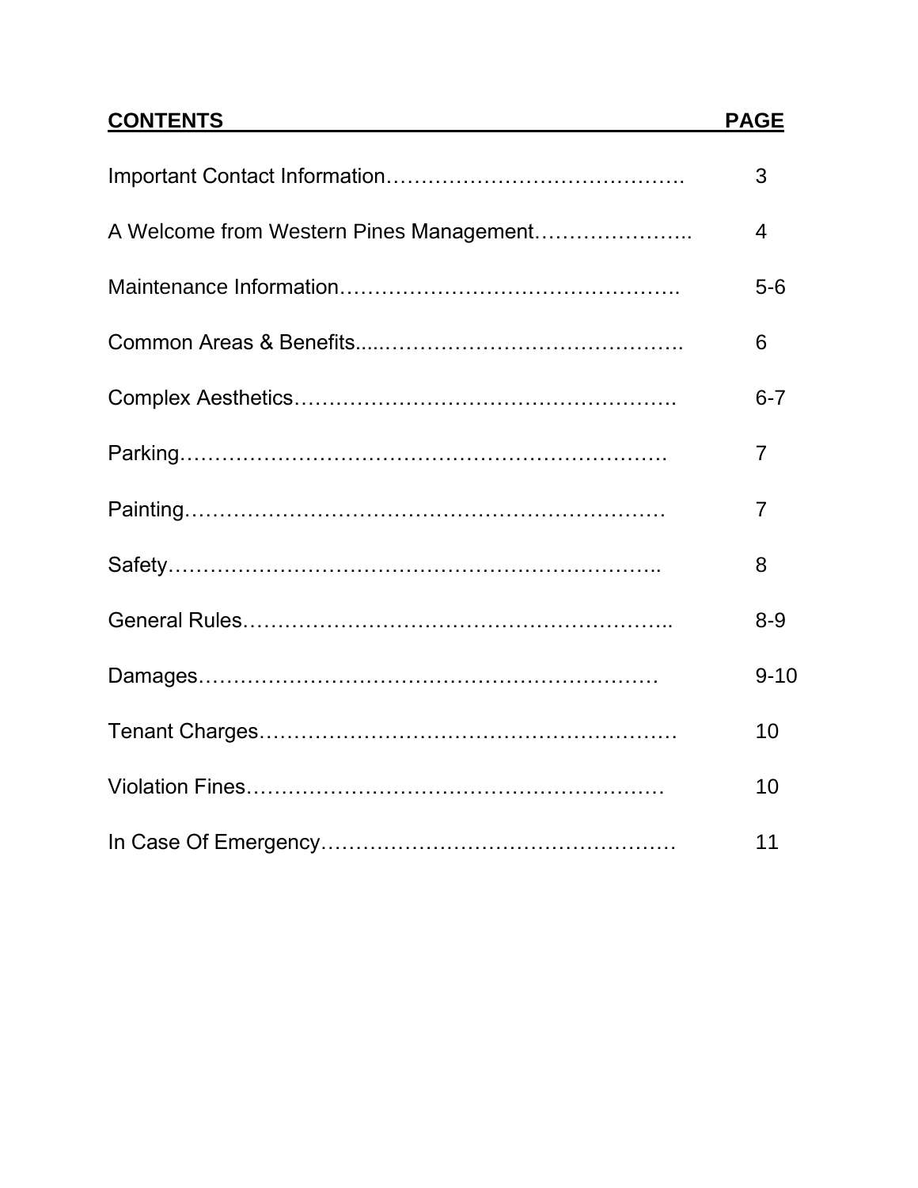| **CONTENTS** | **PAGE** |
| --- | --- |
| Important Contact Information | 3 |
| A Welcome from Western Pines Management | 4 |
| Maintenance Information | 5-6 |
| Common Areas & Benefits | 6 |
| Complex Aesthetics | 6-7 |
| Parking | 7 |
| Painting | 7 |
| Safety | 8 |
| General Rules | 8-9 |
| Damages | 9-10 |
| Tenant Charges | 10 |
| Violation Fines | 10 |
| In Case Of Emergency | 11 |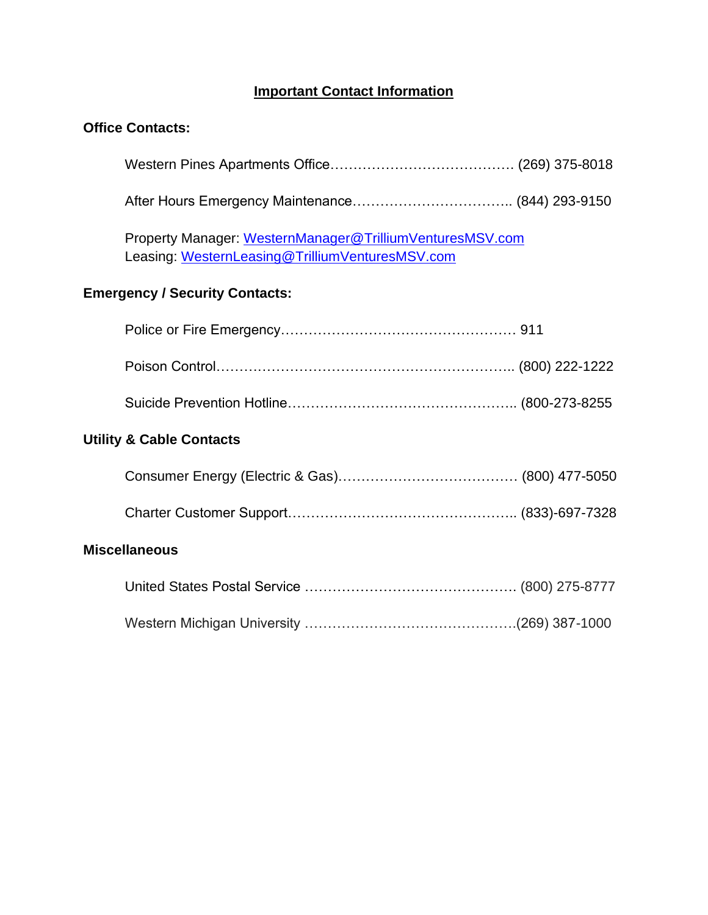# **Important Contact Information**

**Office Contacts:**

Western Pines Apartments Office…………………………………. (269) 375-8018

After Hours Emergency Maintenance…………………………….. (844) 293-9150

Property Manager: [WesternManager@TrilliumVenturesMSV.com](mailto:WesternManager@TrilliumVenturesMSV.com)
Leasing: [WesternLeasing@TrilliumVenturesMSV.com](mailto:WesternLeasing@TrilliumVenturesMSV.com)

**Emergency / Security Contacts:**

Police or Fire Emergency……………………………………………. 911

Poison Control……………………………………………………….. (800) 222-1222

Suicide Prevention Hotline………………………………………….. (800-273-8255

**Utility & Cable Contacts**

Consumer Energy (Electric & Gas)………………………………… (800) 477-5050

Charter Customer Support………………………………………….. (833)-697-7328

**Miscellaneous**

United States Postal Service ………………………………………. (800) 275-8777

Western Michigan University ……………………………………….(269) 387-1000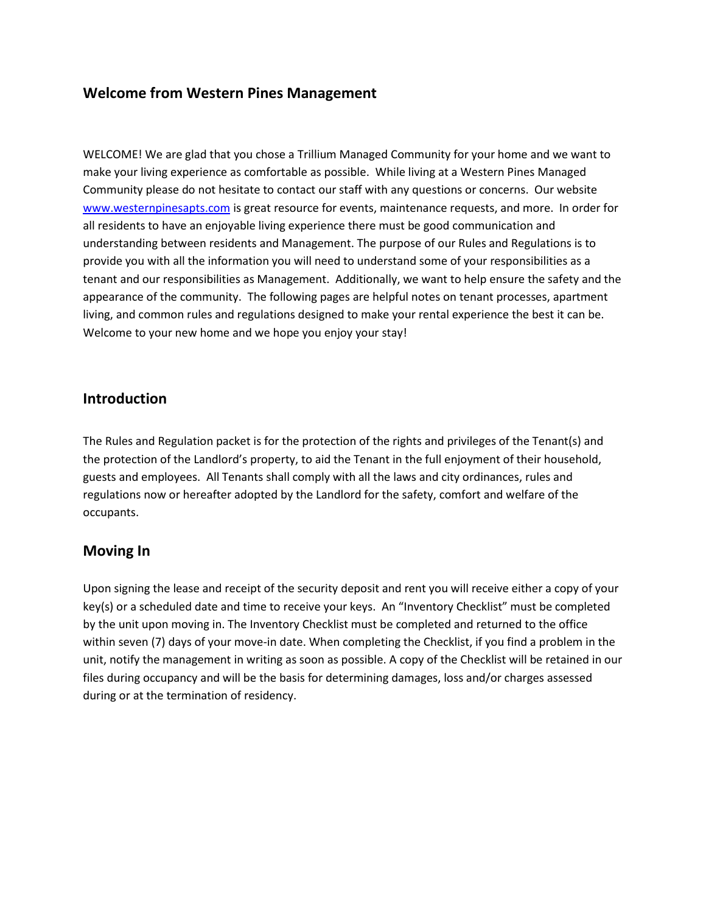## Welcome from Western Pines Management

WELCOME! We are glad that you chose a Trillium Managed Community for your home and we want to make your living experience as comfortable as possible. While living at a Western Pines Managed Community please do not hesitate to contact our staff with any questions or concerns. Our website [www.westernpinesapts.com](http://www.westernpinesapts.com) is great resource for events, maintenance requests, and more. In order for all residents to have an enjoyable living experience there must be good communication and understanding between residents and Management. The purpose of our Rules and Regulations is to provide you with all the information you will need to understand some of your responsibilities as a tenant and our responsibilities as Management. Additionally, we want to help ensure the safety and the appearance of the community. The following pages are helpful notes on tenant processes, apartment living, and common rules and regulations designed to make your rental experience the best it can be. Welcome to your new home and we hope you enjoy your stay!

## Introduction

The Rules and Regulation packet is for the protection of the rights and privileges of the Tenant(s) and the protection of the Landlord's property, to aid the Tenant in the full enjoyment of their household, guests and employees. All Tenants shall comply with all the laws and city ordinances, rules and regulations now or hereafter adopted by the Landlord for the safety, comfort and welfare of the occupants.

## Moving In

Upon signing the lease and receipt of the security deposit and rent you will receive either a copy of your key(s) or a scheduled date and time to receive your keys. An "Inventory Checklist" must be completed by the unit upon moving in. The Inventory Checklist must be completed and returned to the office within seven (7) days of your move-in date. When completing the Checklist, if you find a problem in the unit, notify the management in writing as soon as possible. A copy of the Checklist will be retained in our files during occupancy and will be the basis for determining damages, loss and/or charges assessed during or at the termination of residency.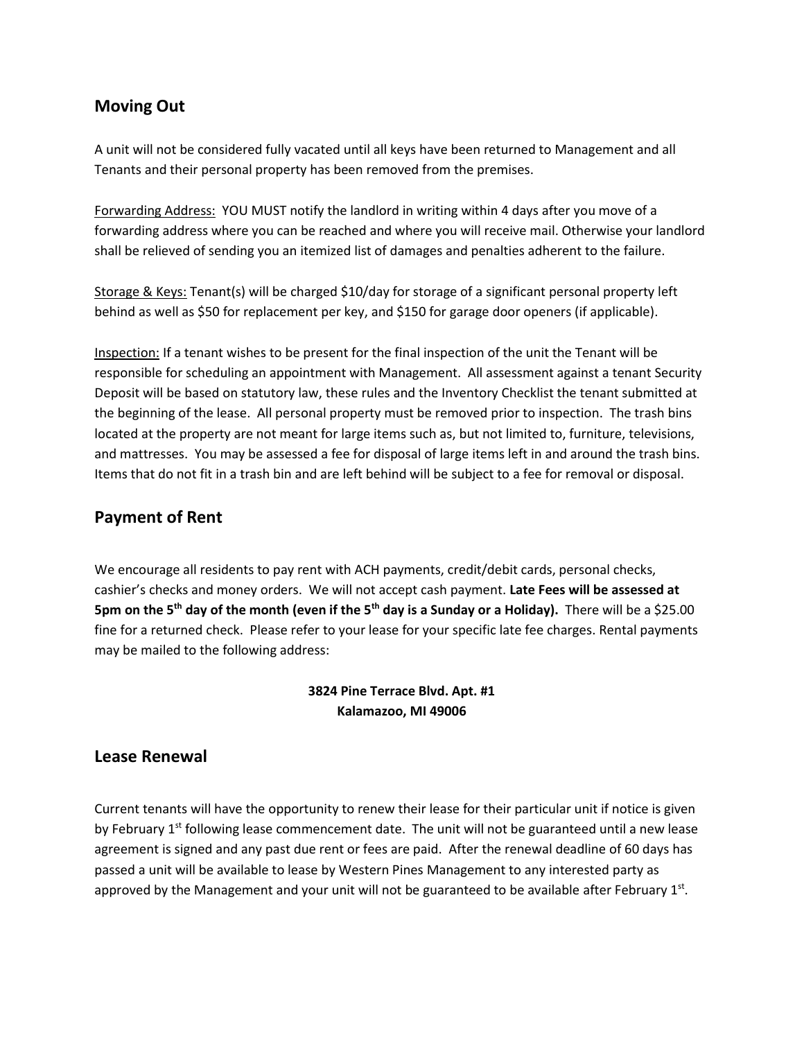## Moving Out

A unit will not be considered fully vacated until all keys have been returned to Management and all Tenants and their personal property has been removed from the premises.

Forwarding Address: YOU MUST notify the landlord in writing within 4 days after you move of a forwarding address where you can be reached and where you will receive mail. Otherwise your landlord shall be relieved of sending you an itemized list of damages and penalties adherent to the failure.

Storage & Keys: Tenant(s) will be charged $10/day for storage of a significant personal property left behind as well as $50 for replacement per key, and $150 for garage door openers (if applicable).

Inspection: If a tenant wishes to be present for the final inspection of the unit the Tenant will be responsible for scheduling an appointment with Management. All assessment against a tenant Security Deposit will be based on statutory law, these rules and the Inventory Checklist the tenant submitted at the beginning of the lease. All personal property must be removed prior to inspection. The trash bins located at the property are not meant for large items such as, but not limited to, furniture, televisions, and mattresses. You may be assessed a fee for disposal of large items left in and around the trash bins. Items that do not fit in a trash bin and are left behind will be subject to a fee for removal or disposal.

## Payment of Rent

We encourage all residents to pay rent with ACH payments, credit/debit cards, personal checks, cashier's checks and money orders. We will not accept cash payment. **Late Fees will be assessed at 5pm on the 5th day of the month (even if the 5th day is a Sunday or a Holiday).** There will be a $25.00 fine for a returned check. Please refer to your lease for your specific late fee charges. Rental payments may be mailed to the following address:

**3824 Pine Terrace Blvd. Apt. #1**
**Kalamazoo, MI 49006**

## Lease Renewal

Current tenants will have the opportunity to renew their lease for their particular unit if notice is given by February 1st following lease commencement date. The unit will not be guaranteed until a new lease agreement is signed and any past due rent or fees are paid. After the renewal deadline of 60 days has passed a unit will be available to lease by Western Pines Management to any interested party as approved by the Management and your unit will not be guaranteed to be available after February 1st.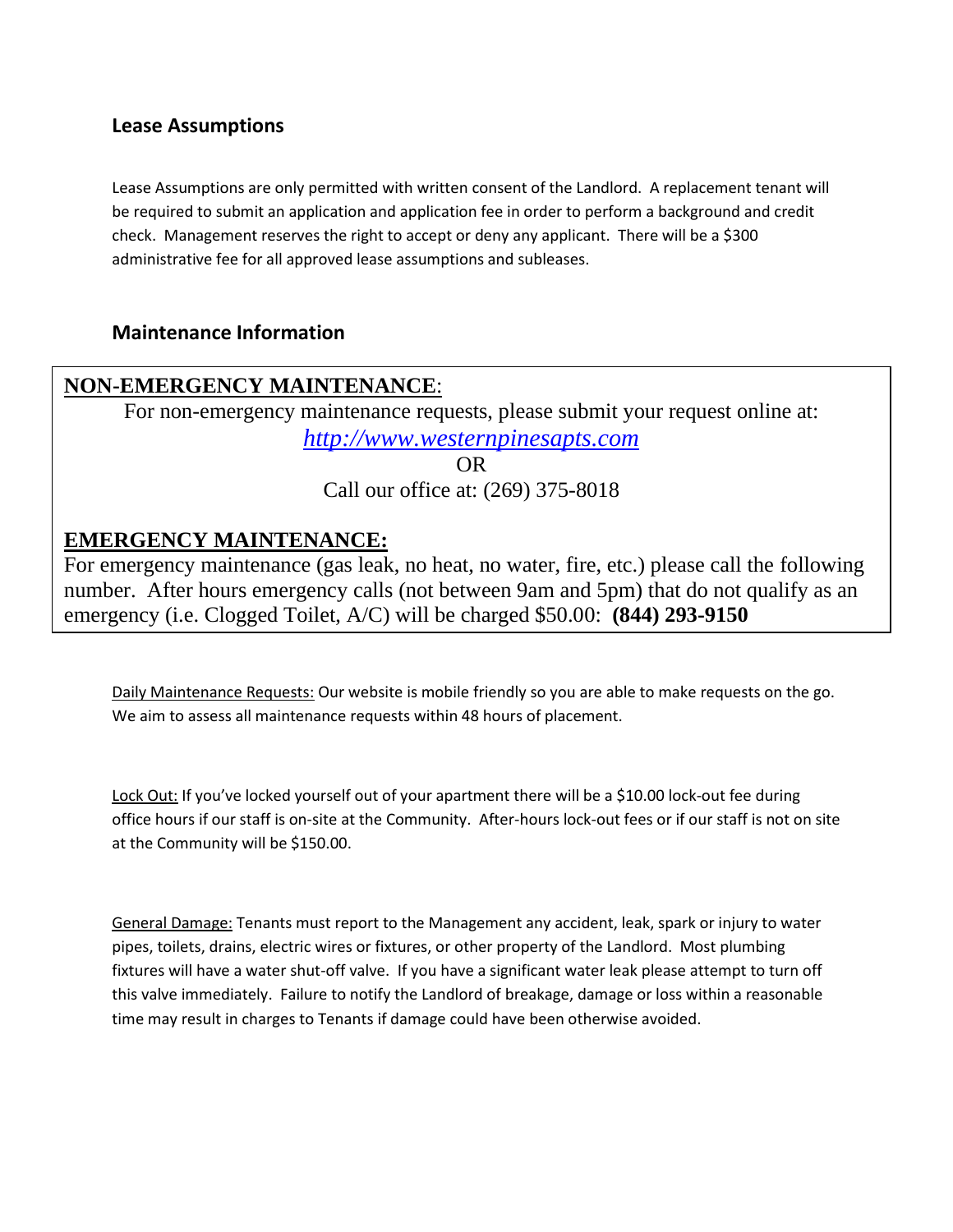## Lease Assumptions

Lease Assumptions are only permitted with written consent of the Landlord. A replacement tenant will be required to submit an application and application fee in order to perform a background and credit check. Management reserves the right to accept or deny any applicant. There will be a $300 administrative fee for all approved lease assumptions and subleases.

## Maintenance Information

**NON-EMERGENCY MAINTENANCE**:

For non-emergency maintenance requests, please submit your request online at:

*http://www.westernpinesapts.com*

OR

Call our office at: (269) 375-8018

**EMERGENCY MAINTENANCE:**

For emergency maintenance (gas leak, no heat, no water, fire, etc.) please call the following number. After hours emergency calls (not between 9am and 5pm) that do not qualify as an emergency (i.e. Clogged Toilet, A/C) will be charged $50.00: **(844) 293-9150**

Daily Maintenance Requests: Our website is mobile friendly so you are able to make requests on the go. We aim to assess all maintenance requests within 48 hours of placement.

Lock Out: If you've locked yourself out of your apartment there will be a $10.00 lock-out fee during office hours if our staff is on-site at the Community. After-hours lock-out fees or if our staff is not on site at the Community will be $150.00.

General Damage: Tenants must report to the Management any accident, leak, spark or injury to water pipes, toilets, drains, electric wires or fixtures, or other property of the Landlord. Most plumbing fixtures will have a water shut-off valve. If you have a significant water leak please attempt to turn off this valve immediately. Failure to notify the Landlord of breakage, damage or loss within a reasonable time may result in charges to Tenants if damage could have been otherwise avoided.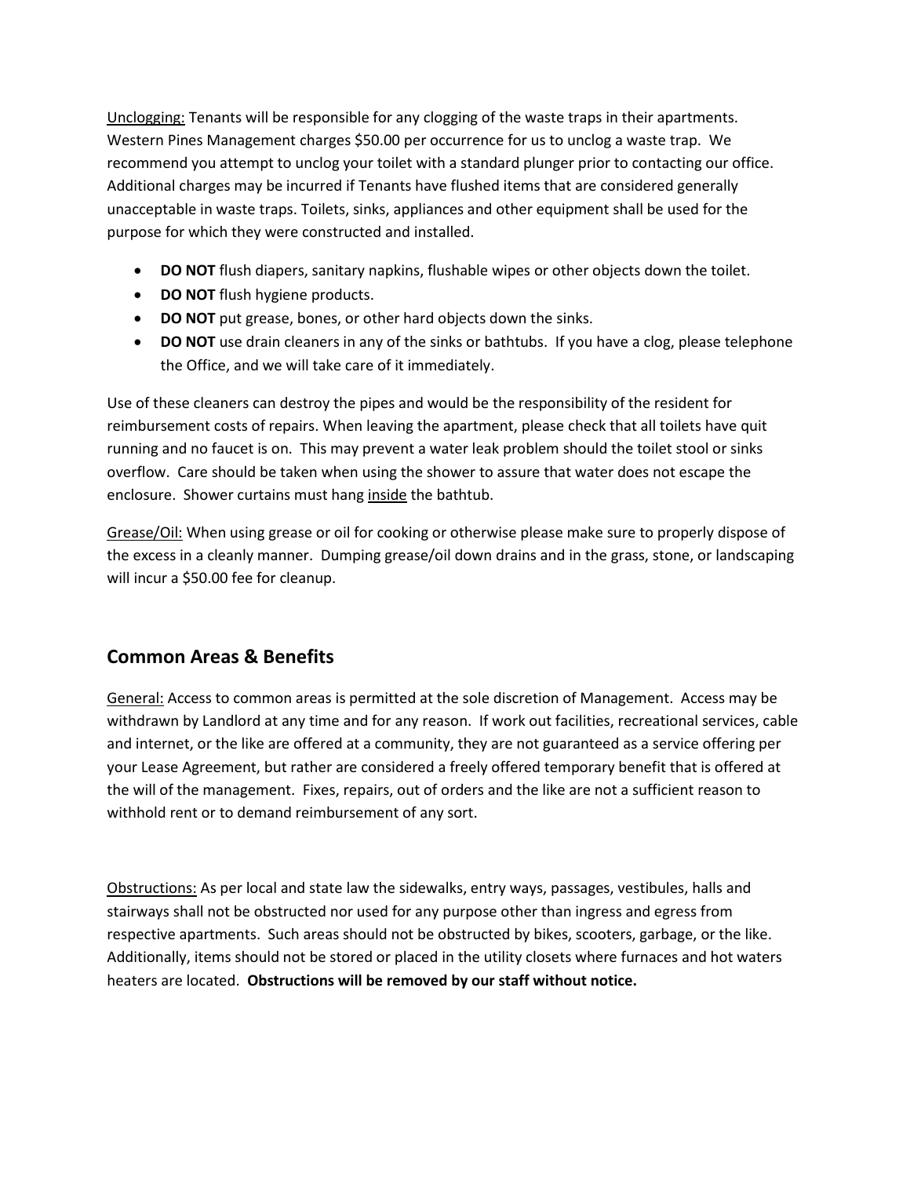Unclogging: Tenants will be responsible for any clogging of the waste traps in their apartments. Western Pines Management charges $50.00 per occurrence for us to unclog a waste trap. We recommend you attempt to unclog your toilet with a standard plunger prior to contacting our office. Additional charges may be incurred if Tenants have flushed items that are considered generally unacceptable in waste traps. Toilets, sinks, appliances and other equipment shall be used for the purpose for which they were constructed and installed.

- **DO NOT** flush diapers, sanitary napkins, flushable wipes or other objects down the toilet.
- **DO NOT** flush hygiene products.
- **DO NOT** put grease, bones, or other hard objects down the sinks.
- **DO NOT** use drain cleaners in any of the sinks or bathtubs. If you have a clog, please telephone the Office, and we will take care of it immediately.

Use of these cleaners can destroy the pipes and would be the responsibility of the resident for reimbursement costs of repairs. When leaving the apartment, please check that all toilets have quit running and no faucet is on. This may prevent a water leak problem should the toilet stool or sinks overflow. Care should be taken when using the shower to assure that water does not escape the enclosure. Shower curtains must hang inside the bathtub.

Grease/Oil: When using grease or oil for cooking or otherwise please make sure to properly dispose of the excess in a cleanly manner. Dumping grease/oil down drains and in the grass, stone, or landscaping will incur a $50.00 fee for cleanup.

## Common Areas & Benefits

General: Access to common areas is permitted at the sole discretion of Management. Access may be withdrawn by Landlord at any time and for any reason. If work out facilities, recreational services, cable and internet, or the like are offered at a community, they are not guaranteed as a service offering per your Lease Agreement, but rather are considered a freely offered temporary benefit that is offered at the will of the management. Fixes, repairs, out of orders and the like are not a sufficient reason to withhold rent or to demand reimbursement of any sort.

Obstructions: As per local and state law the sidewalks, entry ways, passages, vestibules, halls and stairways shall not be obstructed nor used for any purpose other than ingress and egress from respective apartments. Such areas should not be obstructed by bikes, scooters, garbage, or the like. Additionally, items should not be stored or placed in the utility closets where furnaces and hot waters heaters are located. **Obstructions will be removed by our staff without notice.**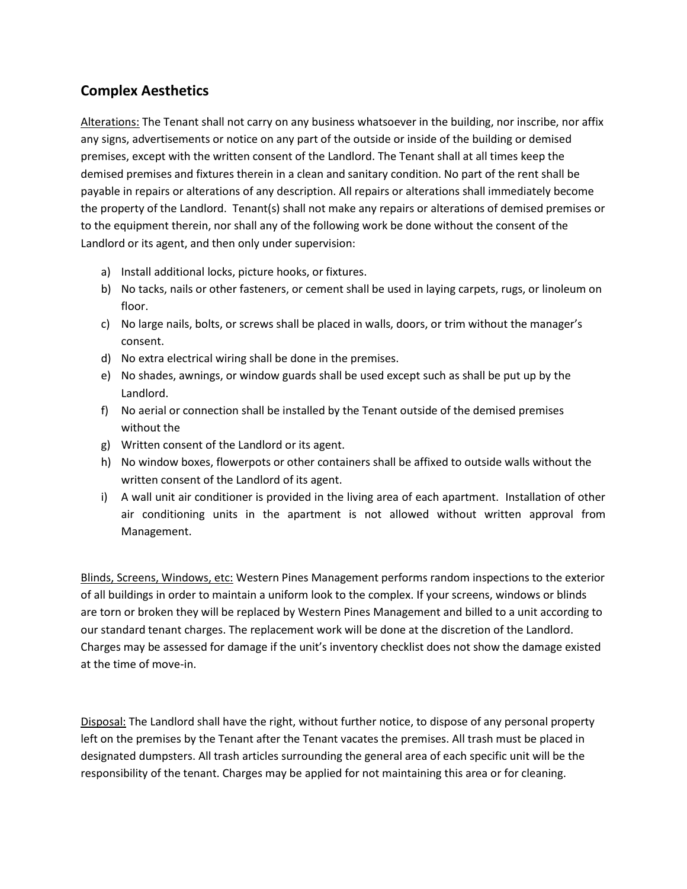## Complex Aesthetics

Alterations: The Tenant shall not carry on any business whatsoever in the building, nor inscribe, nor affix any signs, advertisements or notice on any part of the outside or inside of the building or demised premises, except with the written consent of the Landlord. The Tenant shall at all times keep the demised premises and fixtures therein in a clean and sanitary condition. No part of the rent shall be payable in repairs or alterations of any description. All repairs or alterations shall immediately become the property of the Landlord. Tenant(s) shall not make any repairs or alterations of demised premises or to the equipment therein, nor shall any of the following work be done without the consent of the Landlord or its agent, and then only under supervision:

a) Install additional locks, picture hooks, or fixtures.
b) No tacks, nails or other fasteners, or cement shall be used in laying carpets, rugs, or linoleum on floor.
c) No large nails, bolts, or screws shall be placed in walls, doors, or trim without the manager's consent.
d) No extra electrical wiring shall be done in the premises.
e) No shades, awnings, or window guards shall be used except such as shall be put up by the Landlord.
f) No aerial or connection shall be installed by the Tenant outside of the demised premises without the
g) Written consent of the Landlord or its agent.
h) No window boxes, flowerpots or other containers shall be affixed to outside walls without the written consent of the Landlord of its agent.
i) A wall unit air conditioner is provided in the living area of each apartment. Installation of other air conditioning units in the apartment is not allowed without written approval from Management.

Blinds, Screens, Windows, etc: Western Pines Management performs random inspections to the exterior of all buildings in order to maintain a uniform look to the complex. If your screens, windows or blinds are torn or broken they will be replaced by Western Pines Management and billed to a unit according to our standard tenant charges. The replacement work will be done at the discretion of the Landlord. Charges may be assessed for damage if the unit's inventory checklist does not show the damage existed at the time of move-in.

Disposal: The Landlord shall have the right, without further notice, to dispose of any personal property left on the premises by the Tenant after the Tenant vacates the premises. All trash must be placed in designated dumpsters. All trash articles surrounding the general area of each specific unit will be the responsibility of the tenant. Charges may be applied for not maintaining this area or for cleaning.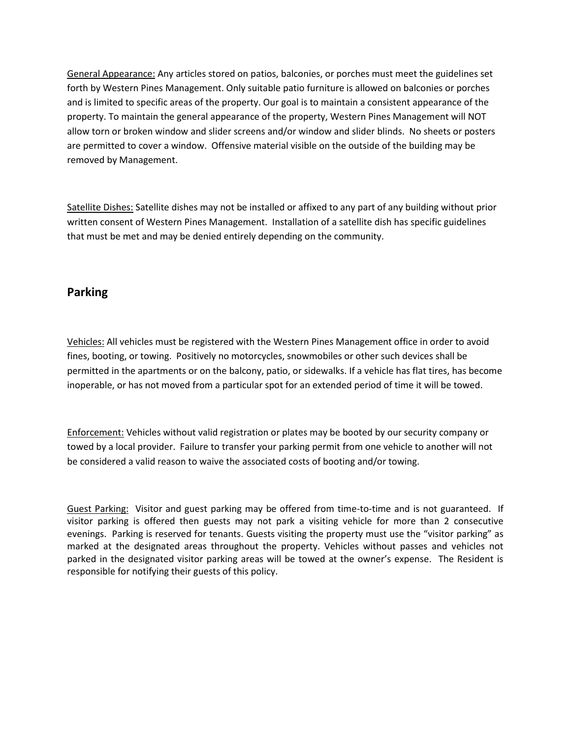General Appearance: Any articles stored on patios, balconies, or porches must meet the guidelines set forth by Western Pines Management. Only suitable patio furniture is allowed on balconies or porches and is limited to specific areas of the property. Our goal is to maintain a consistent appearance of the property. To maintain the general appearance of the property, Western Pines Management will NOT allow torn or broken window and slider screens and/or window and slider blinds. No sheets or posters are permitted to cover a window. Offensive material visible on the outside of the building may be removed by Management.

Satellite Dishes: Satellite dishes may not be installed or affixed to any part of any building without prior written consent of Western Pines Management. Installation of a satellite dish has specific guidelines that must be met and may be denied entirely depending on the community.

## Parking

Vehicles: All vehicles must be registered with the Western Pines Management office in order to avoid fines, booting, or towing. Positively no motorcycles, snowmobiles or other such devices shall be permitted in the apartments or on the balcony, patio, or sidewalks. If a vehicle has flat tires, has become inoperable, or has not moved from a particular spot for an extended period of time it will be towed.

Enforcement: Vehicles without valid registration or plates may be booted by our security company or towed by a local provider. Failure to transfer your parking permit from one vehicle to another will not be considered a valid reason to waive the associated costs of booting and/or towing.

Guest Parking: Visitor and guest parking may be offered from time-to-time and is not guaranteed. If visitor parking is offered then guests may not park a visiting vehicle for more than 2 consecutive evenings. Parking is reserved for tenants. Guests visiting the property must use the "visitor parking" as marked at the designated areas throughout the property. Vehicles without passes and vehicles not parked in the designated visitor parking areas will be towed at the owner's expense. The Resident is responsible for notifying their guests of this policy.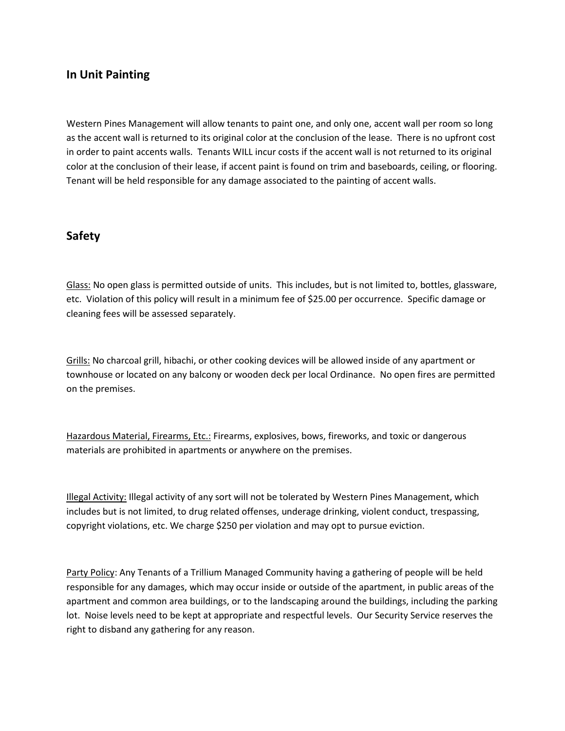## In Unit Painting

Western Pines Management will allow tenants to paint one, and only one, accent wall per room so long as the accent wall is returned to its original color at the conclusion of the lease. There is no upfront cost in order to paint accents walls. Tenants WILL incur costs if the accent wall is not returned to its original color at the conclusion of their lease, if accent paint is found on trim and baseboards, ceiling, or flooring. Tenant will be held responsible for any damage associated to the painting of accent walls.

## Safety

<u>Glass:</u> No open glass is permitted outside of units. This includes, but is not limited to, bottles, glassware, etc. Violation of this policy will result in a minimum fee of $25.00 per occurrence. Specific damage or cleaning fees will be assessed separately.

<u>Grills:</u> No charcoal grill, hibachi, or other cooking devices will be allowed inside of any apartment or townhouse or located on any balcony or wooden deck per local Ordinance. No open fires are permitted on the premises.

<u>Hazardous Material, Firearms, Etc.:</u> Firearms, explosives, bows, fireworks, and toxic or dangerous materials are prohibited in apartments or anywhere on the premises.

<u>Illegal Activity:</u> Illegal activity of any sort will not be tolerated by Western Pines Management, which includes but is not limited, to drug related offenses, underage drinking, violent conduct, trespassing, copyright violations, etc. We charge $250 per violation and may opt to pursue eviction.

<u>Party Policy</u>: Any Tenants of a Trillium Managed Community having a gathering of people will be held responsible for any damages, which may occur inside or outside of the apartment, in public areas of the apartment and common area buildings, or to the landscaping around the buildings, including the parking lot. Noise levels need to be kept at appropriate and respectful levels. Our Security Service reserves the right to disband any gathering for any reason.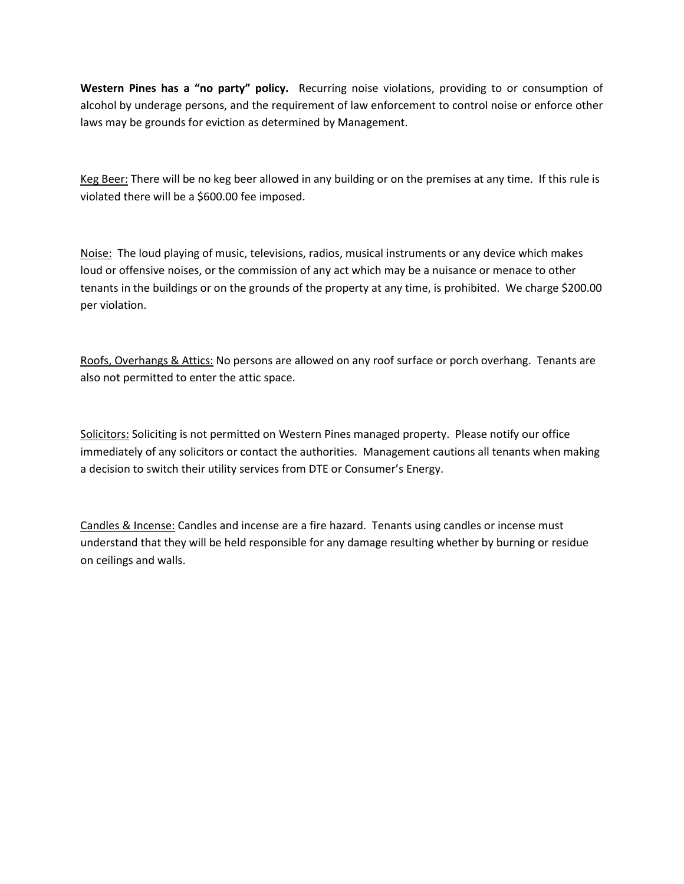**Western Pines has a "no party" policy.** Recurring noise violations, providing to or consumption of alcohol by underage persons, and the requirement of law enforcement to control noise or enforce other laws may be grounds for eviction as determined by Management.

<u>Keg Beer:</u> There will be no keg beer allowed in any building or on the premises at any time. If this rule is violated there will be a $600.00 fee imposed.

<u>Noise:</u> The loud playing of music, televisions, radios, musical instruments or any device which makes loud or offensive noises, or the commission of any act which may be a nuisance or menace to other tenants in the buildings or on the grounds of the property at any time, is prohibited. We charge $200.00 per violation.

<u>Roofs, Overhangs & Attics:</u> No persons are allowed on any roof surface or porch overhang. Tenants are also not permitted to enter the attic space.

<u>Solicitors:</u> Soliciting is not permitted on Western Pines managed property. Please notify our office immediately of any solicitors or contact the authorities. Management cautions all tenants when making a decision to switch their utility services from DTE or Consumer's Energy.

<u>Candles & Incense:</u> Candles and incense are a fire hazard. Tenants using candles or incense must understand that they will be held responsible for any damage resulting whether by burning or residue on ceilings and walls.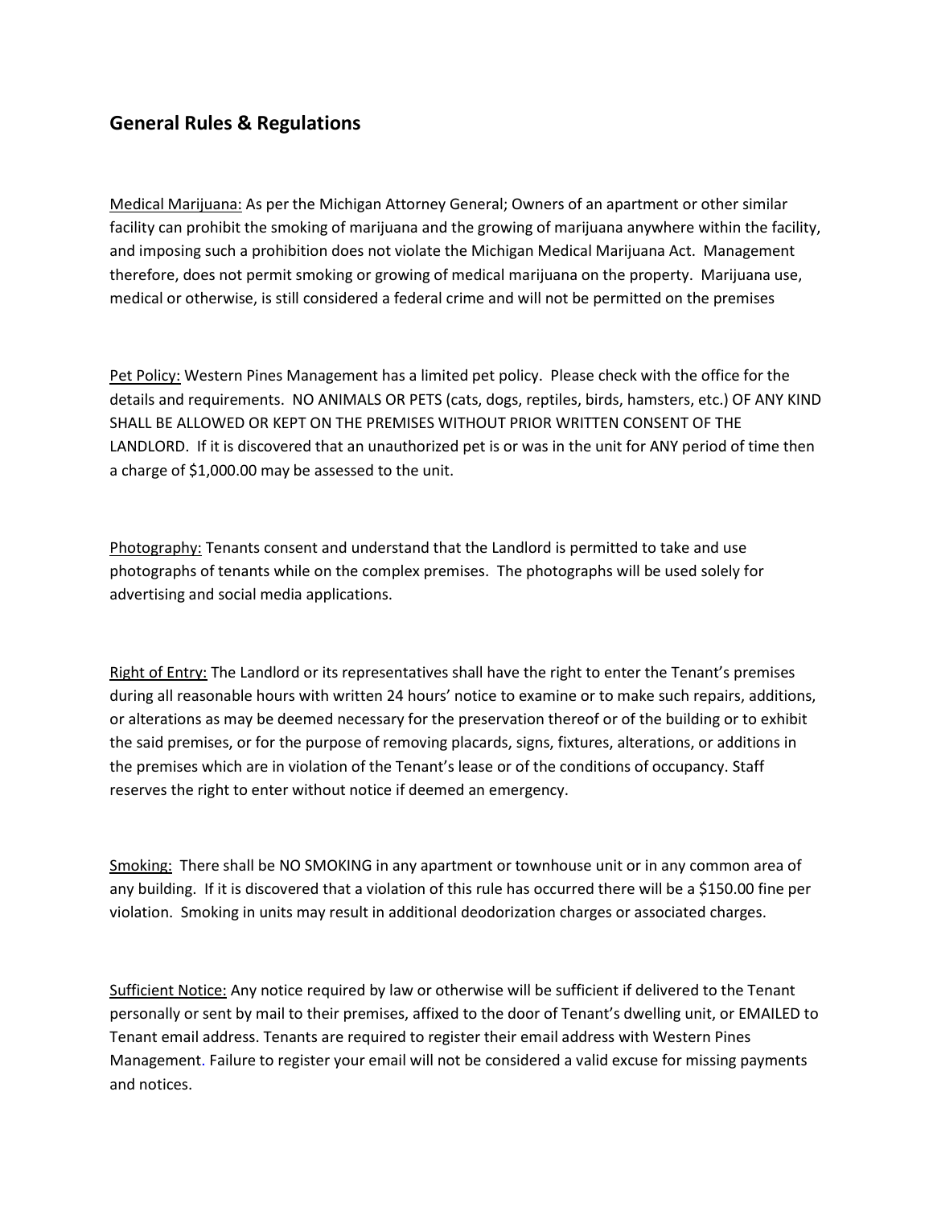## General Rules & Regulations

Medical Marijuana: As per the Michigan Attorney General; Owners of an apartment or other similar facility can prohibit the smoking of marijuana and the growing of marijuana anywhere within the facility, and imposing such a prohibition does not violate the Michigan Medical Marijuana Act. Management therefore, does not permit smoking or growing of medical marijuana on the property. Marijuana use, medical or otherwise, is still considered a federal crime and will not be permitted on the premises

Pet Policy: Western Pines Management has a limited pet policy. Please check with the office for the details and requirements. NO ANIMALS OR PETS (cats, dogs, reptiles, birds, hamsters, etc.) OF ANY KIND SHALL BE ALLOWED OR KEPT ON THE PREMISES WITHOUT PRIOR WRITTEN CONSENT OF THE LANDLORD. If it is discovered that an unauthorized pet is or was in the unit for ANY period of time then a charge of $1,000.00 may be assessed to the unit.

Photography: Tenants consent and understand that the Landlord is permitted to take and use photographs of tenants while on the complex premises. The photographs will be used solely for advertising and social media applications.

Right of Entry: The Landlord or its representatives shall have the right to enter the Tenant's premises during all reasonable hours with written 24 hours' notice to examine or to make such repairs, additions, or alterations as may be deemed necessary for the preservation thereof or of the building or to exhibit the said premises, or for the purpose of removing placards, signs, fixtures, alterations, or additions in the premises which are in violation of the Tenant's lease or of the conditions of occupancy. Staff reserves the right to enter without notice if deemed an emergency.

Smoking: There shall be NO SMOKING in any apartment or townhouse unit or in any common area of any building. If it is discovered that a violation of this rule has occurred there will be a $150.00 fine per violation. Smoking in units may result in additional deodorization charges or associated charges.

Sufficient Notice: Any notice required by law or otherwise will be sufficient if delivered to the Tenant personally or sent by mail to their premises, affixed to the door of Tenant's dwelling unit, or EMAILED to Tenant email address. Tenants are required to register their email address with Western Pines Management. Failure to register your email will not be considered a valid excuse for missing payments and notices.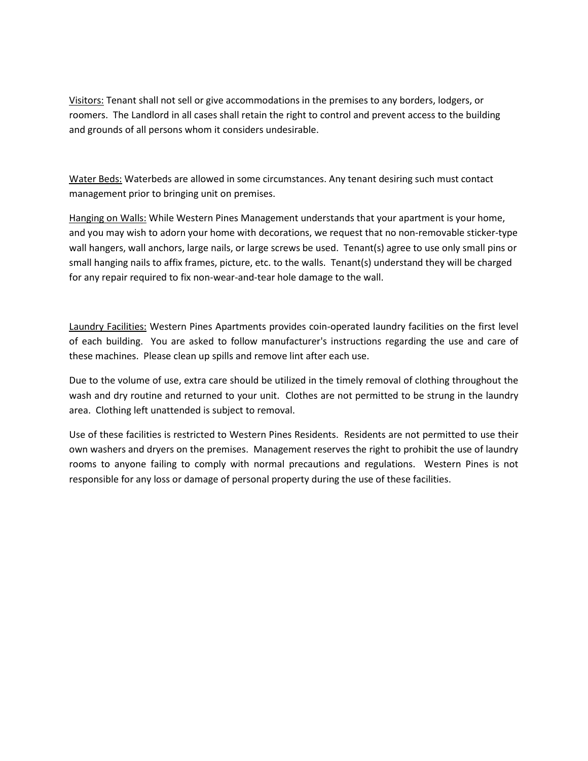<u>Visitors:</u> Tenant shall not sell or give accommodations in the premises to any borders, lodgers, or roomers. The Landlord in all cases shall retain the right to control and prevent access to the building and grounds of all persons whom it considers undesirable.

<u>Water Beds:</u> Waterbeds are allowed in some circumstances. Any tenant desiring such must contact management prior to bringing unit on premises.

<u>Hanging on Walls:</u> While Western Pines Management understands that your apartment is your home, and you may wish to adorn your home with decorations, we request that no non-removable sticker-type wall hangers, wall anchors, large nails, or large screws be used. Tenant(s) agree to use only small pins or small hanging nails to affix frames, picture, etc. to the walls. Tenant(s) understand they will be charged for any repair required to fix non-wear-and-tear hole damage to the wall.

<u>Laundry Facilities:</u> Western Pines Apartments provides coin-operated laundry facilities on the first level of each building. You are asked to follow manufacturer's instructions regarding the use and care of these machines. Please clean up spills and remove lint after each use.

Due to the volume of use, extra care should be utilized in the timely removal of clothing throughout the wash and dry routine and returned to your unit. Clothes are not permitted to be strung in the laundry area. Clothing left unattended is subject to removal.

Use of these facilities is restricted to Western Pines Residents. Residents are not permitted to use their own washers and dryers on the premises. Management reserves the right to prohibit the use of laundry rooms to anyone failing to comply with normal precautions and regulations. Western Pines is not responsible for any loss or damage of personal property during the use of these facilities.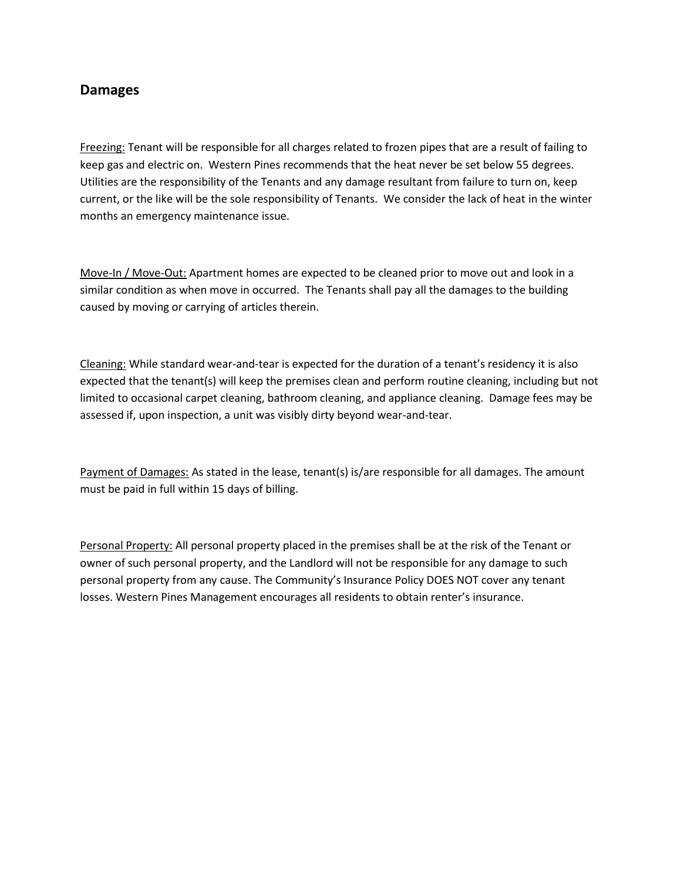## Damages

Freezing: Tenant will be responsible for all charges related to frozen pipes that are a result of failing to keep gas and electric on. Western Pines recommends that the heat never be set below 55 degrees. Utilities are the responsibility of the Tenants and any damage resultant from failure to turn on, keep current, or the like will be the sole responsibility of Tenants. We consider the lack of heat in the winter months an emergency maintenance issue.

Move-In / Move-Out: Apartment homes are expected to be cleaned prior to move out and look in a similar condition as when move in occurred. The Tenants shall pay all the damages to the building caused by moving or carrying of articles therein.

Cleaning: While standard wear-and-tear is expected for the duration of a tenant's residency it is also expected that the tenant(s) will keep the premises clean and perform routine cleaning, including but not limited to occasional carpet cleaning, bathroom cleaning, and appliance cleaning. Damage fees may be assessed if, upon inspection, a unit was visibly dirty beyond wear-and-tear.

Payment of Damages: As stated in the lease, tenant(s) is/are responsible for all damages. The amount must be paid in full within 15 days of billing.

Personal Property: All personal property placed in the premises shall be at the risk of the Tenant or owner of such personal property, and the Landlord will not be responsible for any damage to such personal property from any cause. The Community's Insurance Policy DOES NOT cover any tenant losses. Western Pines Management encourages all residents to obtain renter's insurance.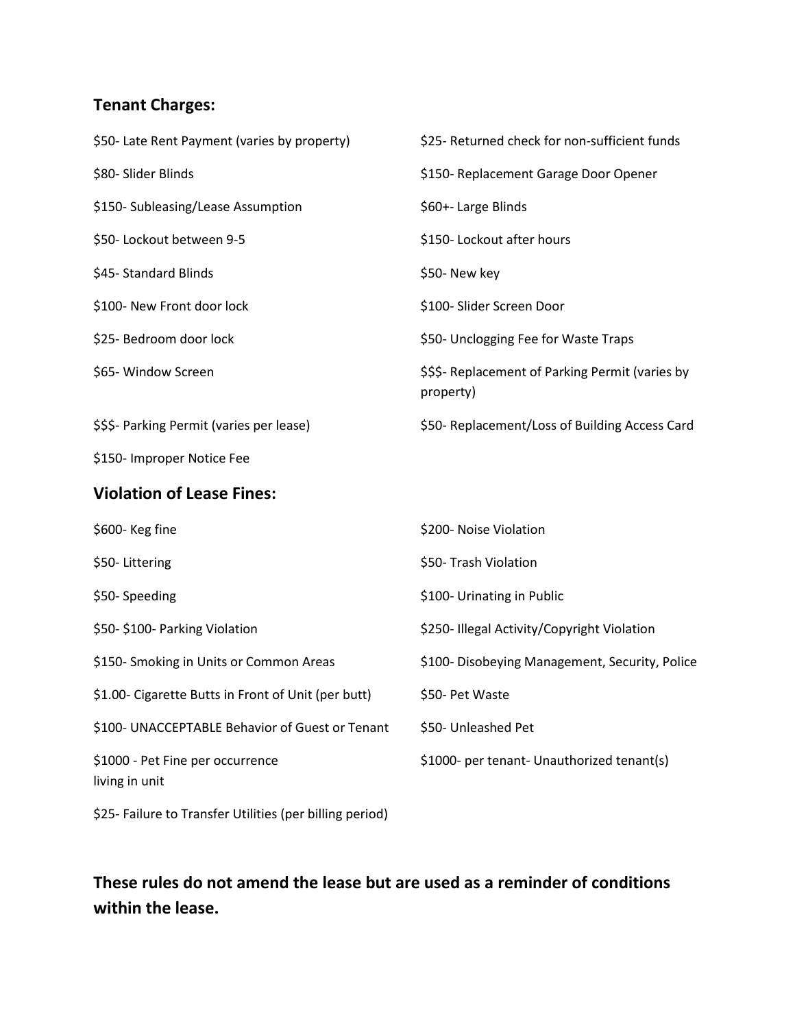## Tenant Charges:

$50- Late Rent Payment (varies by property)

$25- Returned check for non-sufficient funds

$80- Slider Blinds

$150- Replacement Garage Door Opener

$150- Subleasing/Lease Assumption

$60+- Large Blinds

$50- Lockout between 9-5

$150- Lockout after hours

$45- Standard Blinds

$50- New key

$100- New Front door lock

$100- Slider Screen Door

$25- Bedroom door lock

$50- Unclogging Fee for Waste Traps

$65- Window Screen

$$$- Replacement of Parking Permit (varies by property)

$$$- Parking Permit (varies per lease)

$50- Replacement/Loss of Building Access Card

$150- Improper Notice Fee

## Violation of Lease Fines:

$600- Keg fine

$200- Noise Violation

$50- Littering

$50- Trash Violation

$50- Speeding

$100- Urinating in Public

$50- $100- Parking Violation

$250- Illegal Activity/Copyright Violation

$150- Smoking in Units or Common Areas

$100- Disobeying Management, Security, Police

$1.00- Cigarette Butts in Front of Unit (per butt)

$50- Pet Waste

$100- UNACCEPTABLE Behavior of Guest or Tenant

$50- Unleashed Pet

$1000 - Pet Fine per occurrence

$1000- per tenant- Unauthorized tenant(s) living in unit

$25- Failure to Transfer Utilities (per billing period)

**These rules do not amend the lease but are used as a reminder of conditions within the lease.**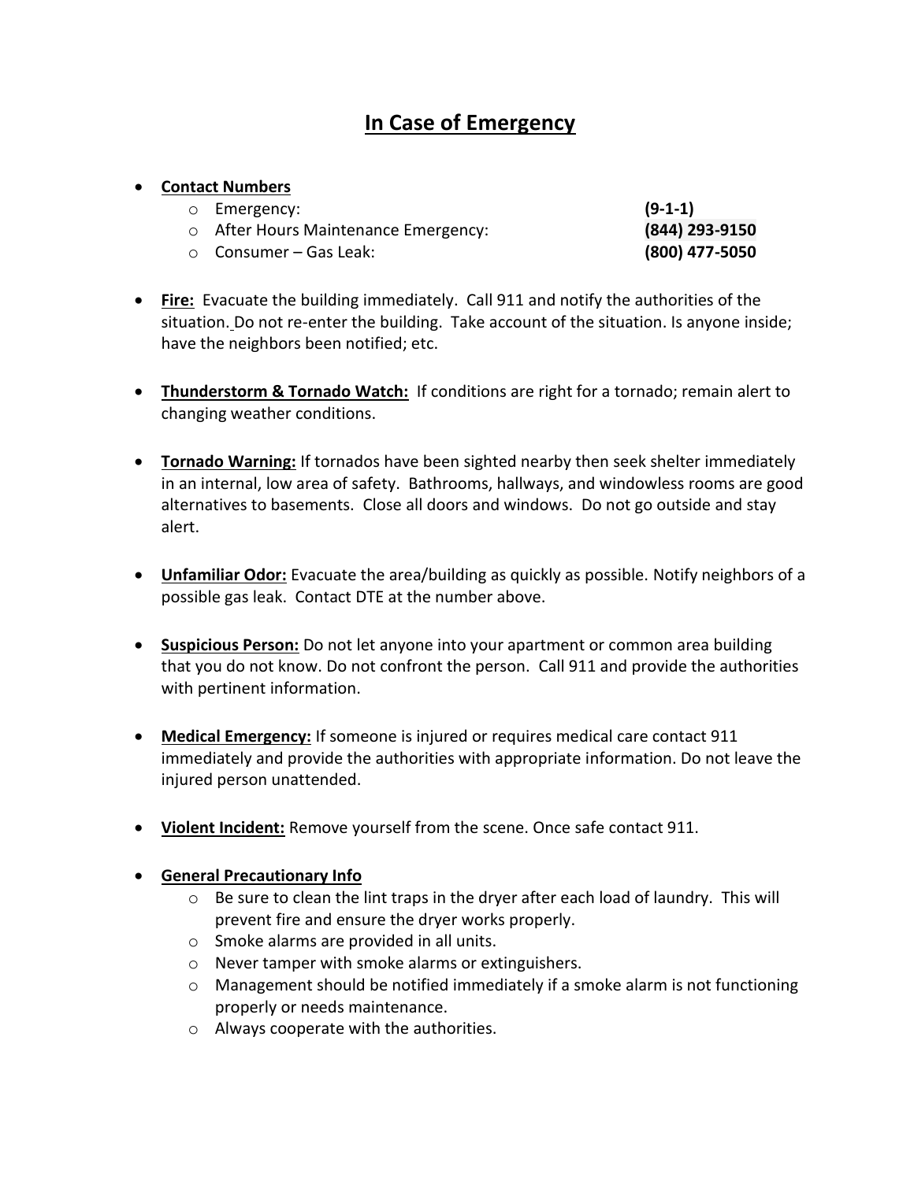# In Case of Emergency

- **Contact Numbers**
  - Emergency: **(9-1-1)**
  - After Hours Maintenance Emergency: **(844) 293-9150**
  - Consumer – Gas Leak: **(800) 477-5050**

- **Fire:** Evacuate the building immediately. Call 911 and notify the authorities of the situation. Do not re-enter the building. Take account of the situation. Is anyone inside; have the neighbors been notified; etc.

- **Thunderstorm & Tornado Watch:** If conditions are right for a tornado; remain alert to changing weather conditions.

- **Tornado Warning:** If tornados have been sighted nearby then seek shelter immediately in an internal, low area of safety. Bathrooms, hallways, and windowless rooms are good alternatives to basements. Close all doors and windows. Do not go outside and stay alert.

- **Unfamiliar Odor:** Evacuate the area/building as quickly as possible. Notify neighbors of a possible gas leak. Contact DTE at the number above.

- **Suspicious Person:** Do not let anyone into your apartment or common area building that you do not know. Do not confront the person. Call 911 and provide the authorities with pertinent information.

- **Medical Emergency:** If someone is injured or requires medical care contact 911 immediately and provide the authorities with appropriate information. Do not leave the injured person unattended.

- **Violent Incident:** Remove yourself from the scene. Once safe contact 911.

- **General Precautionary Info**
  - Be sure to clean the lint traps in the dryer after each load of laundry. This will prevent fire and ensure the dryer works properly.
  - Smoke alarms are provided in all units.
  - Never tamper with smoke alarms or extinguishers.
  - Management should be notified immediately if a smoke alarm is not functioning properly or needs maintenance.
  - Always cooperate with the authorities.